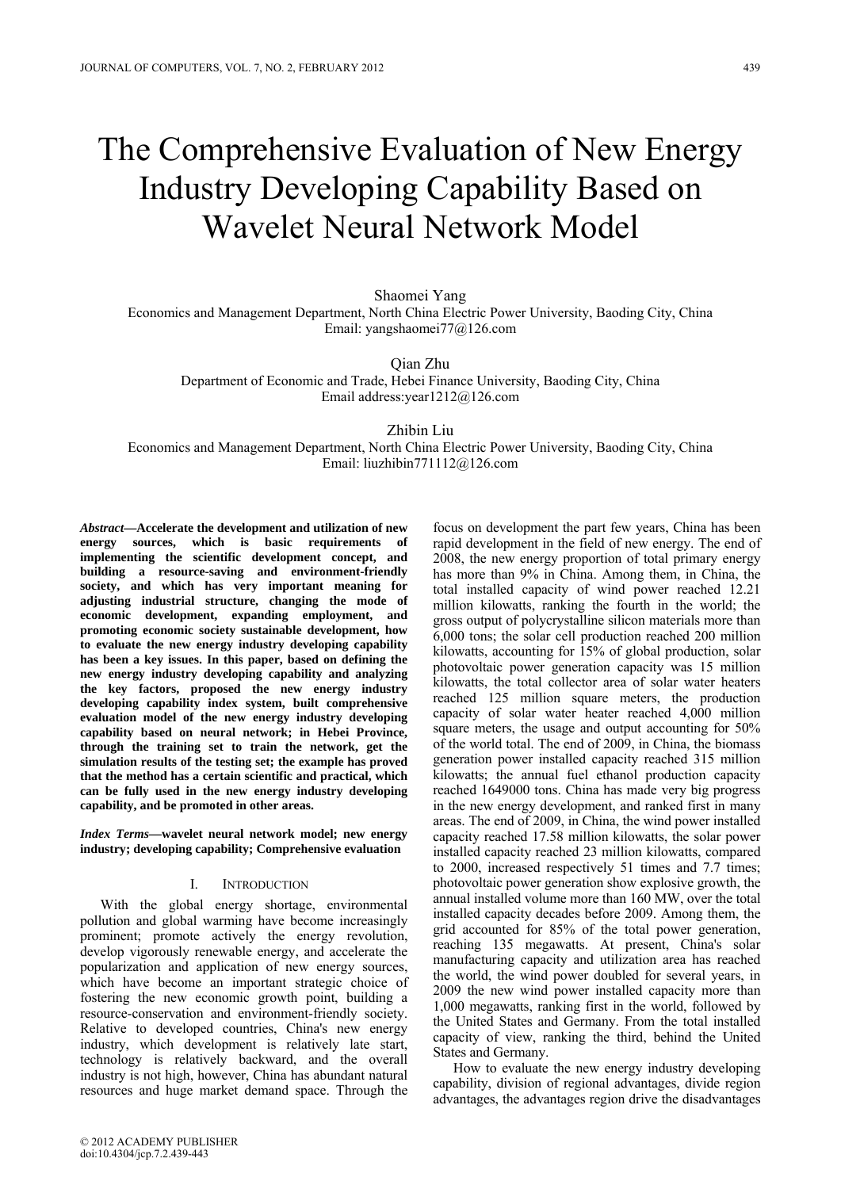# The Comprehensive Evaluation of New Energy Industry Developing Capability Based on Wavelet Neural Network Model

Shaomei Yang
Economics and Management Department, North China Electric Power University, Baoding City, China
Email: yangshaomei77@126.com

Qian Zhu
Department of Economic and Trade, Hebei Finance University, Baoding City, China
Email address:year1212@126.com

Zhibin Liu
Economics and Management Department, North China Electric Power University, Baoding City, China
Email: liuzhibin771112@126.com

***Abstract*—Accelerate the development and utilization of new energy sources, which is basic requirements of implementing the scientific development concept, and building a resource-saving and environment-friendly society, and which has very important meaning for adjusting industrial structure, changing the mode of economic development, expanding employment, and promoting economic society sustainable development, how to evaluate the new energy industry developing capability has been a key issues. In this paper, based on defining the new energy industry developing capability and analyzing the key factors, proposed the new energy industry developing capability index system, built comprehensive evaluation model of the new energy industry developing capability based on neural network; in Hebei Province, through the training set to train the network, get the simulation results of the testing set; the example has proved that the method has a certain scientific and practical, which can be fully used in the new energy industry developing capability, and be promoted in other areas.**

***Index Terms*—wavelet neural network model; new energy industry; developing capability; Comprehensive evaluation**

## I. Introduction

With the global energy shortage, environmental pollution and global warming have become increasingly prominent; promote actively the energy revolution, develop vigorously renewable energy, and accelerate the popularization and application of new energy sources, which have become an important strategic choice of fostering the new economic growth point, building a resource-conservation and environment-friendly society. Relative to developed countries, China's new energy industry, which development is relatively late start, technology is relatively backward, and the overall industry is not high, however, China has abundant natural resources and huge market demand space. Through the focus on development the part few years, China has been rapid development in the field of new energy. The end of 2008, the new energy proportion of total primary energy has more than 9% in China. Among them, in China, the total installed capacity of wind power reached 12.21 million kilowatts, ranking the fourth in the world; the gross output of polycrystalline silicon materials more than 6,000 tons; the solar cell production reached 200 million kilowatts, accounting for 15% of global production, solar photovoltaic power generation capacity was 15 million kilowatts, the total collector area of solar water heaters reached 125 million square meters, the production capacity of solar water heater reached 4,000 million square meters, the usage and output accounting for 50% of the world total. The end of 2009, in China, the biomass generation power installed capacity reached 315 million kilowatts; the annual fuel ethanol production capacity reached 1649000 tons. China has made very big progress in the new energy development, and ranked first in many areas. The end of 2009, in China, the wind power installed capacity reached 17.58 million kilowatts, the solar power installed capacity reached 23 million kilowatts, compared to 2000, increased respectively 51 times and 7.7 times; photovoltaic power generation show explosive growth, the annual installed volume more than 160 MW, over the total installed capacity decades before 2009. Among them, the grid accounted for 85% of the total power generation, reaching 135 megawatts. At present, China's solar manufacturing capacity and utilization area has reached the world, the wind power doubled for several years, in 2009 the new wind power installed capacity more than 1,000 megawatts, ranking first in the world, followed by the United States and Germany. From the total installed capacity of view, ranking the third, behind the United States and Germany.

How to evaluate the new energy industry developing capability, division of regional advantages, divide region advantages, the advantages region drive the disadvantages

© 2012 ACADEMY PUBLISHER
doi:10.4304/jcp.7.2.439-443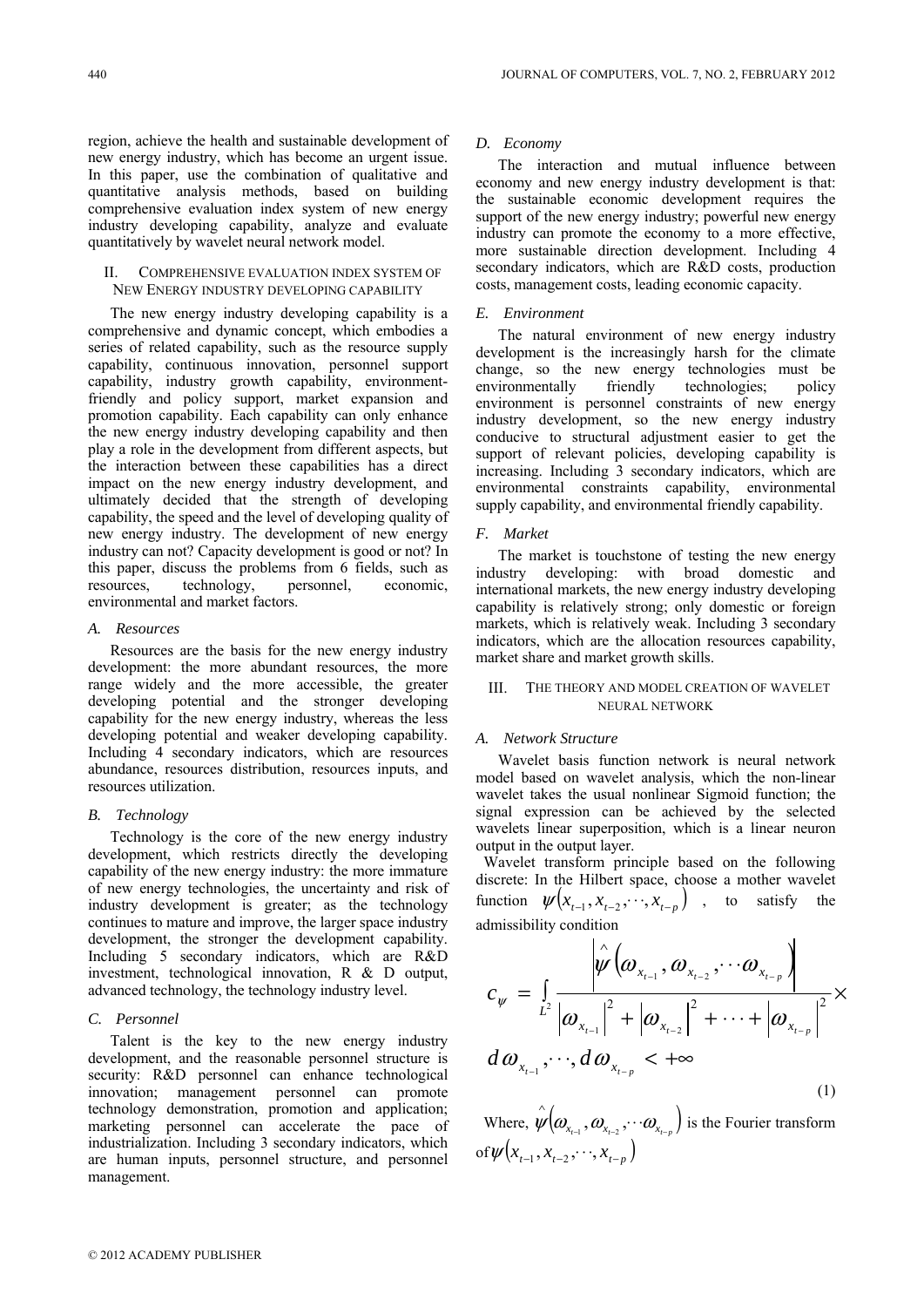region, achieve the health and sustainable development of new energy industry, which has become an urgent issue. In this paper, use the combination of qualitative and quantitative analysis methods, based on building comprehensive evaluation index system of new energy industry developing capability, analyze and evaluate quantitatively by wavelet neural network model.

## II. Comprehensive Evaluation Index System of New Energy Industry Developing Capability

The new energy industry developing capability is a comprehensive and dynamic concept, which embodies a series of related capability, such as the resource supply capability, continuous innovation, personnel support capability, industry growth capability, environment-friendly and policy support, market expansion and promotion capability. Each capability can only enhance the new energy industry developing capability and then play a role in the development from different aspects, but the interaction between these capabilities has a direct impact on the new energy industry development, and ultimately decided that the strength of developing capability, the speed and the level of developing quality of new energy industry. The development of new energy industry can not? Capacity development is good or not? In this paper, discuss the problems from 6 fields, such as resources, technology, personnel, economic, environmental and market factors.

### A. Resources

Resources are the basis for the new energy industry development: the more abundant resources, the more range widely and the more accessible, the greater developing potential and the stronger developing capability for the new energy industry, whereas the less developing potential and weaker developing capability. Including 4 secondary indicators, which are resources abundance, resources distribution, resources inputs, and resources utilization.

### B. Technology

Technology is the core of the new energy industry development, which restricts directly the developing capability of the new energy industry: the more immature of new energy technologies, the uncertainty and risk of industry development is greater; as the technology continues to mature and improve, the larger space industry development, the stronger the development capability. Including 5 secondary indicators, which are R&D investment, technological innovation, R & D output, advanced technology, the technology industry level.

### C. Personnel

Talent is the key to the new energy industry development, and the reasonable personnel structure is security: R&D personnel can enhance technological innovation; management personnel can promote technology demonstration, promotion and application; marketing personnel can accelerate the pace of industrialization. Including 3 secondary indicators, which are human inputs, personnel structure, and personnel management.

### D. Economy

The interaction and mutual influence between economy and new energy industry development is that: the sustainable economic development requires the support of the new energy industry; powerful new energy industry can promote the economy to a more effective, more sustainable direction development. Including 4 secondary indicators, which are R&D costs, production costs, management costs, leading economic capacity.

### E. Environment

The natural environment of new energy industry development is the increasingly harsh for the climate change, so the new energy technologies must be environmentally friendly technologies; policy environment is personnel constraints of new energy industry development, so the new energy industry conducive to structural adjustment easier to get the support of relevant policies, developing capability is increasing. Including 3 secondary indicators, which are environmental constraints capability, environmental supply capability, and environmental friendly capability.

### F. Market

The market is touchstone of testing the new energy industry developing: with broad domestic and international markets, the new energy industry developing capability is relatively strong; only domestic or foreign markets, which is relatively weak. Including 3 secondary indicators, which are the allocation resources capability, market share and market growth skills.

## III. The Theory and Model Creation of Wavelet Neural Network

### A. Network Structure

Wavelet basis function network is neural network model based on wavelet analysis, which the non-linear wavelet takes the usual nonlinear Sigmoid function; the signal expression can be achieved by the selected wavelets linear superposition, which is a linear neuron output in the output layer.

Wavelet transform principle based on the following discrete: In the Hilbert space, choose a mother wavelet function $\psi(x_{t-1}, x_{t-2}, \cdots, x_{t-p})$, to satisfy the admissibility condition

$$c_{\psi} = \int_{L^2} \frac{\left|\hat{\psi}\left(\omega_{x_{t-1}}, \omega_{x_{t-2}}, \cdots \omega_{x_{t-p}}\right)\right|}{\left|\omega_{x_{t-1}}\right|^2 + \left|\omega_{x_{t-2}}\right|^2 + \cdots + \left|\omega_{x_{t-p}}\right|^2} \times d\omega_{x_{t-1}}, \cdots, d\omega_{x_{t-p}} < +\infty \tag{1}$$

Where, $\hat{\psi}\left(\omega_{x_{t-1}}, \omega_{x_{t-2}}, \cdots \omega_{x_{t-p}}\right)$ is the Fourier transform of $\psi(x_{t-1}, x_{t-2}, \cdots, x_{t-p})$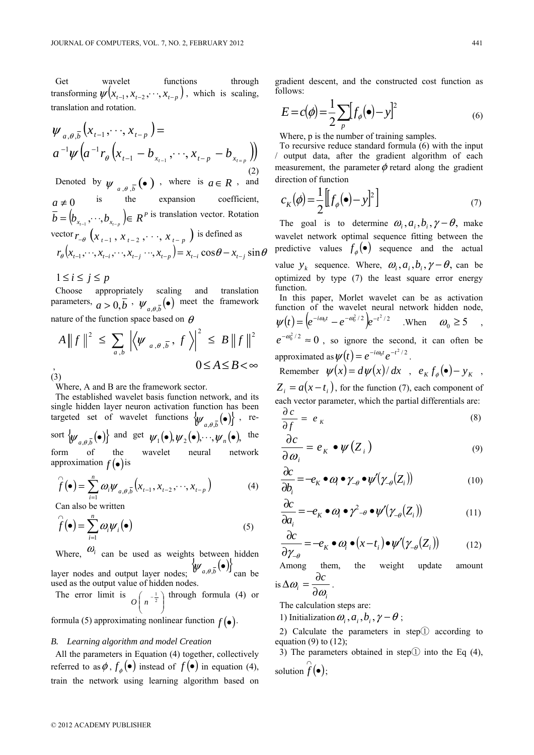Get wavelet functions through transforming $\psi(x_{t-1}, x_{t-2}, \cdots, x_{t-p})$, which is scaling, translation and rotation.

$$\psi_{a,\theta,\bar{b}}(x_{t-1}, \cdots, x_{t-p}) = a^{-1}\psi\left(a^{-1} r_\theta \left(x_{t-1} - b_{x_{t-1}}, \cdots, x_{t-p} - b_{x_{t=p}}\right)\right) \tag{2}$$

Denoted by $\psi_{a,\theta,\bar{b}}(\bullet)$, where is $a \in R$, and $a \neq 0$ is the expansion coefficient, $\bar{b} = (b_{x_{t-1}}, \cdots, b_{x_{t-p}}) \in R^P$ is translation vector. Rotation vector $r_{-\theta}(x_{t-1}, x_{t-2}, \cdots, x_{t-p})$ is defined as

$$r_\theta(x_{t-1}, \cdots, x_{t-i}, \cdots, x_{t-j} \cdots, x_{t-p}) = x_{t-i}\cos\theta - x_{t-j}\sin\theta$$

$$1 \le i \le j \le p$$

Choose appropriately scaling and translation parameters, $a > 0, \bar{b}$, $\psi_{a,\theta,\bar{b}}(\bullet)$ meet the framework nature of the function space based on $\theta$

$$A\|f\|^2 \le \sum_{a,b} \left|\left\langle \psi_{a,\theta,\bar{b}}, f \right\rangle\right|^2 \le B\|f\|^2, \quad 0 \le A \le B < \infty \tag{3}$$

Where, A and B are the framework sector.

The established wavelet basis function network, and its single hidden layer neuron activation function has been targeted set of wavelet functions $\{\psi_{a,\theta,\bar{b}}(\bullet)\}$, re-sort $\{\psi_{a,\theta,\bar{b}}(\bullet)\}$ and get $\psi_1(\bullet), \psi_2(\bullet), \cdots, \psi_n(\bullet)$, the form of the wavelet neural network approximation $f(\bullet)$ is

$$\hat{f}(\bullet) = \sum_{i=1}^{n} \omega_i \psi_{a,\theta,\bar{b}}(x_{t-1}, x_{t-2}, \cdots, x_{t-p}) \tag{4}$$

Can also be written

$$\hat{f}(\bullet) = \sum_{i=1}^{n} \omega_i \psi_i(\bullet) \tag{5}$$

Where, $\omega_i$ can be used as weights between hidden layer nodes and output layer nodes; $\{\psi_{a,\theta,\bar{b}}(\bullet)\}$ can be used as the output value of hidden nodes.

The error limit is $O\left(n^{-\frac{1}{2}}\right)$ through formula (4) or formula (5) approximating nonlinear function $f(\bullet)$.

### B. Learning algorithm and model Creation

All the parameters in Equation (4) together, collectively referred to as $\phi$, $f_\phi(\bullet)$ instead of $f(\bullet)$ in equation (4), train the network using learning algorithm based on gradient descent, and the constructed cost function as follows:

$$E = c(\phi) = \frac{1}{2}\sum_{p}\left[f_\phi(\bullet) - y\right]^2 \tag{6}$$

Where, p is the number of training samples.

To recursive reduce standard formula (6) with the input / output data, after the gradient algorithm of each measurement, the parameter $\phi$ retard along the gradient direction of function

$$c_K(\phi) = \frac{1}{2}\left[\left[f_\phi(\bullet) - y\right]^2\right] \tag{7}$$

The goal is to determine $\omega_i, a_i, b_i, \gamma - \theta$, make wavelet network optimal sequence fitting between the predictive values $f_\phi(\bullet)$ sequence and the actual value $y_k$ sequence. Where, $\omega_i, a_i, b_i, \gamma - \theta$, can be optimized by type (7) the least square error energy function.

In this paper, Morlet wavelet can be as activation function of the wavelet neural network hidden node, $\psi(t) = \left(e^{-i\omega_0 t} - e^{-\omega_0^2/2}\right)e^{-t^2/2}$. When $\omega_0 \ge 5$, $e^{-\omega_0^2/2} \approx 0$, so ignore the second, it can often be approximated as $\psi(t) = e^{-i\omega_0 t}e^{-t^2/2}$.

Remember $\psi(x) = d\psi(x)/dx$, $e_K f_\phi(\bullet) - y_K$, $Z_i = a(x - t_i)$, for the function (7), each component of each vector parameter, which the partial differentials are:

$$\frac{\partial c}{\partial f} = e_K \tag{8}$$

$$\frac{\partial c}{\partial \omega_i} = e_K \bullet \psi(Z_i) \tag{9}$$

$$\frac{\partial c}{\partial b_i} = -e_K \bullet \omega_i \bullet \gamma_{-\theta} \bullet \psi'(\gamma_{-\theta}(Z_i)) \tag{10}$$

$$\frac{\partial c}{\partial a_i} = -e_K \bullet \omega_i \bullet \gamma^2_{-\theta} \bullet \psi'(\gamma_{-\theta}(Z_i)) \tag{11}$$

$$\frac{\partial c}{\partial \gamma_{-\theta}} = -e_K \bullet \omega_i \bullet (x - t_i) \bullet \psi'(\gamma_{-\theta}(Z_i)) \tag{12}$$

Among them, the weight update amount is $\Delta\omega_i = \frac{\partial c}{\partial \omega_i}$.

The calculation steps are:

1) Initialization $\omega_i, a_i, b_i, \gamma - \theta$;

2) Calculate the parameters in step① according to equation (9) to (12);

3) The parameters obtained in step① into the Eq (4), solution $\hat{f}(\bullet)$;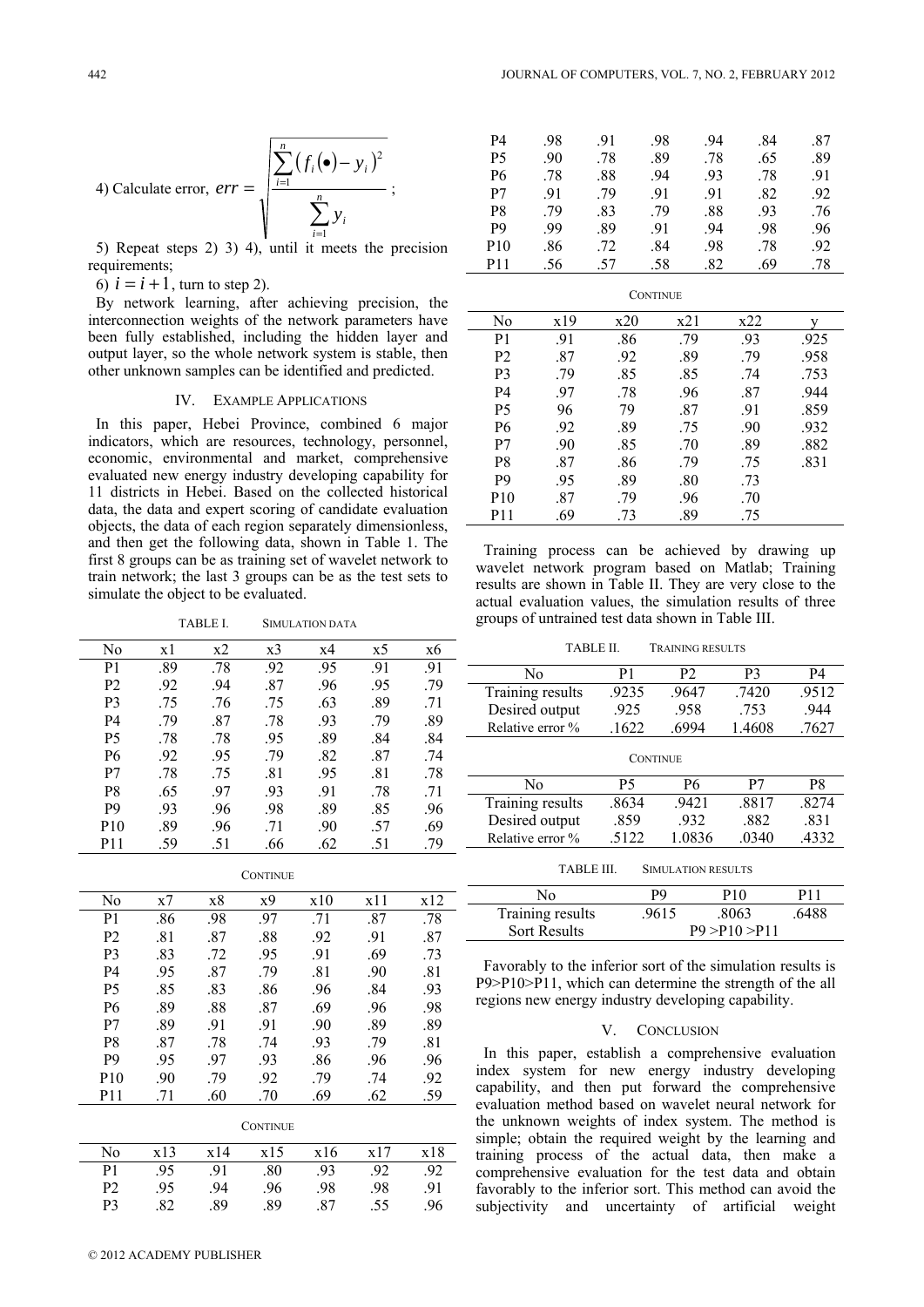4) Calculate error, $err = \sqrt{\frac{\sum_{i=1}^{n}\left(f_i(\bullet)-y_i\right)^2}{\sum_{i=1}^{n} y_i}}$;

5) Repeat steps 2) 3) 4), until it meets the precision requirements;

6) $i = i+1$, turn to step 2).

By network learning, after achieving precision, the interconnection weights of the network parameters have been fully established, including the hidden layer and output layer, so the whole network system is stable, then other unknown samples can be identified and predicted.

## IV. EXAMPLE APPLICATIONS

In this paper, Hebei Province, combined 6 major indicators, which are resources, technology, personnel, economic, environmental and market, comprehensive evaluated new energy industry developing capability for 11 districts in Hebei. Based on the collected historical data, the data and expert scoring of candidate evaluation objects, the data of each region separately dimensionless, and then get the following data, shown in Table 1. The first 8 groups can be as training set of wavelet network to train network; the last 3 groups can be as the test sets to simulate the object to be evaluated.

TABLE I. SIMULATION DATA

| No | x1 | x2 | x3 | x4 | x5 | x6 |
|---|---|---|---|---|---|---|
| P1 | .89 | .78 | .92 | .95 | .91 | .91 |
| P2 | .92 | .94 | .87 | .96 | .95 | .79 |
| P3 | .75 | .76 | .75 | .63 | .89 | .71 |
| P4 | .79 | .87 | .78 | .93 | .79 | .89 |
| P5 | .78 | .78 | .95 | .89 | .84 | .84 |
| P6 | .92 | .95 | .79 | .82 | .87 | .74 |
| P7 | .78 | .75 | .81 | .95 | .81 | .78 |
| P8 | .65 | .97 | .93 | .91 | .78 | .71 |
| P9 | .93 | .96 | .98 | .89 | .85 | .96 |
| P10 | .89 | .96 | .71 | .90 | .57 | .69 |
| P11 | .59 | .51 | .66 | .62 | .51 | .79 |

CONTINUE

| No | x7 | x8 | x9 | x10 | x11 | x12 |
|---|---|---|---|---|---|---|
| P1 | .86 | .98 | .97 | .71 | .87 | .78 |
| P2 | .81 | .87 | .88 | .92 | .91 | .87 |
| P3 | .83 | .72 | .95 | .91 | .69 | .73 |
| P4 | .95 | .87 | .79 | .81 | .90 | .81 |
| P5 | .85 | .83 | .86 | .96 | .84 | .93 |
| P6 | .89 | .88 | .87 | .69 | .96 | .98 |
| P7 | .89 | .91 | .91 | .90 | .89 | .89 |
| P8 | .87 | .78 | .74 | .93 | .79 | .81 |
| P9 | .95 | .97 | .93 | .86 | .96 | .96 |
| P10 | .90 | .79 | .92 | .79 | .74 | .92 |
| P11 | .71 | .60 | .70 | .69 | .62 | .59 |

CONTINUE

| No | x13 | x14 | x15 | x16 | x17 | x18 |
|---|---|---|---|---|---|---|
| P1 | .95 | .91 | .80 | .93 | .92 | .92 |
| P2 | .95 | .94 | .96 | .98 | .98 | .91 |
| P3 | .82 | .89 | .89 | .87 | .55 | .96 |
| P4 | .98 | .91 | .98 | .94 | .84 | .87 |
| P5 | .90 | .78 | .89 | .78 | .65 | .89 |
| P6 | .78 | .88 | .94 | .93 | .78 | .91 |
| P7 | .91 | .79 | .91 | .91 | .82 | .92 |
| P8 | .79 | .83 | .79 | .88 | .93 | .76 |
| P9 | .99 | .89 | .91 | .94 | .98 | .96 |
| P10 | .86 | .72 | .84 | .98 | .78 | .92 |
| P11 | .56 | .57 | .58 | .82 | .69 | .78 |

CONTINUE

| No | x19 | x20 | x21 | x22 | y |
|---|---|---|---|---|---|
| P1 | .91 | .86 | .79 | .93 | .925 |
| P2 | .87 | .92 | .89 | .79 | .958 |
| P3 | .79 | .85 | .85 | .74 | .753 |
| P4 | .97 | .78 | .96 | .87 | .944 |
| P5 | 96 | 79 | .87 | .91 | .859 |
| P6 | .92 | .89 | .75 | .90 | .932 |
| P7 | .90 | .85 | .70 | .89 | .882 |
| P8 | .87 | .86 | .79 | .75 | .831 |
| P9 | .95 | .89 | .80 | .73 | |
| P10 | .87 | .79 | .96 | .70 | |
| P11 | .69 | .73 | .89 | .75 | |

Training process can be achieved by drawing up wavelet network program based on Matlab; Training results are shown in Table II. They are very close to the actual evaluation values, the simulation results of three groups of untrained test data shown in Table III.

TABLE II. TRAINING RESULTS

| No | P1 | P2 | P3 | P4 |
|---|---|---|---|---|
| Training results | .9235 | .9647 | .7420 | .9512 |
| Desired output | .925 | .958 | .753 | .944 |
| Relative error % | .1622 | .6994 | 1.4608 | .7627 |

CONTINUE

| No | P5 | P6 | P7 | P8 |
|---|---|---|---|---|
| Training results | .8634 | .9421 | .8817 | .8274 |
| Desired output | .859 | .932 | .882 | .831 |
| Relative error % | .5122 | 1.0836 | .0340 | .4332 |

TABLE III. SIMULATION RESULTS

| No | P9 | P10 | P11 |
|---|---|---|---|
| Training results | .9615 | .8063 | .6488 |
| Sort Results | P9 >P10 >P11 | | |

Favorably to the inferior sort of the simulation results is P9>P10>P11, which can determine the strength of the all regions new energy industry developing capability.

## V. CONCLUSION

In this paper, establish a comprehensive evaluation index system for new energy industry developing capability, and then put forward the comprehensive evaluation method based on wavelet neural network for the unknown weights of index system. The method is simple; obtain the required weight by the learning and training process of the actual data, then make a comprehensive evaluation for the test data and obtain favorably to the inferior sort. This method can avoid the subjectivity and uncertainty of artificial weight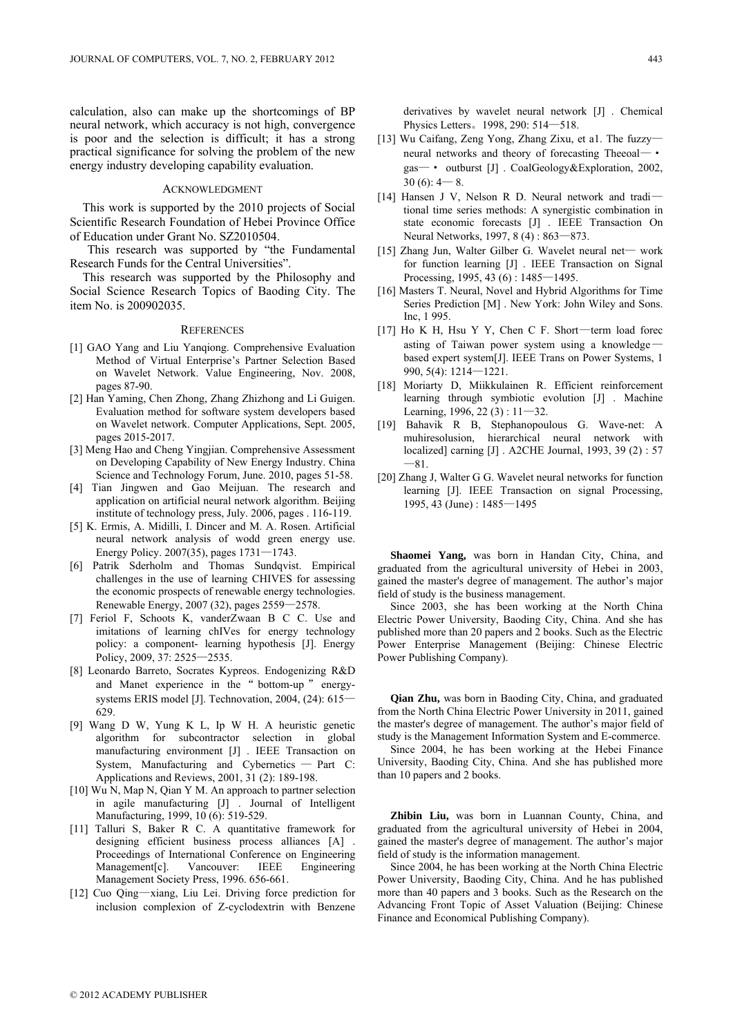calculation, also can make up the shortcomings of BP neural network, which accuracy is not high, convergence is poor and the selection is difficult; it has a strong practical significance for solving the problem of the new energy industry developing capability evaluation.

## ACKNOWLEDGMENT

This work is supported by the 2010 projects of Social Scientific Research Foundation of Hebei Province Office of Education under Grant No. SZ2010504.

This research was supported by "the Fundamental Research Funds for the Central Universities".

This research was supported by the Philosophy and Social Science Research Topics of Baoding City. The item No. is 200902035.

## REFERENCES

[1] GAO Yang and Liu Yanqiong. Comprehensive Evaluation Method of Virtual Enterprise's Partner Selection Based on Wavelet Network. Value Engineering, Nov. 2008, pages 87-90.

[2] Han Yaming, Chen Zhong, Zhang Zhizhong and Li Guigen. Evaluation method for software system developers based on Wavelet network. Computer Applications, Sept. 2005, pages 2015-2017.

[3] Meng Hao and Cheng Yingjian. Comprehensive Assessment on Developing Capability of New Energy Industry. China Science and Technology Forum, June. 2010, pages 51-58.

[4] Tian Jingwen and Gao Meijuan. The research and application on artificial neural network algorithm. Beijing institute of technology press, July. 2006, pages . 116-119.

[5] K. Ermis, A. Midilli, I. Dincer and M. A. Rosen. Artificial neural network analysis of wodd green energy use. Energy Policy. 2007(35), pages 1731—1743.

[6] Patrik Sderholm and Thomas Sundqvist. Empirical challenges in the use of learning CHIVES for assessing the economic prospects of renewable energy technologies. Renewable Energy, 2007 (32), pages 2559—2578.

[7] Feriol F, Schoots K, vanderZwaan B C C. Use and imitations of learning chIVes for energy technology policy: a component- learning hypothesis [J]. Energy Policy, 2009, 37: 2525—2535.

[8] Leonardo Barreto, Socrates Kypreos. Endogenizing R&D and Manet experience in the " bottom-up " energy-systems ERIS model [J]. Technovation, 2004, (24): 615—629.

[9] Wang D W, Yung K L, Ip W H. A heuristic genetic algorithm for subcontractor selection in global manufacturing environment [J] . IEEE Transaction on System, Manufacturing and Cybernetics — Part C: Applications and Reviews, 2001, 31 (2): 189-198.

[10] Wu N, Map N, Qian Y M. An approach to partner selection in agile manufacturing [J] . Journal of Intelligent Manufacturing, 1999, 10 (6): 519-529.

[11] Talluri S, Baker R C. A quantitative framework for designing efficient business process alliances [A] . Proceedings of International Conference on Engineering Management[c]. Vancouver: IEEE Engineering Management Society Press, 1996. 656-661.

[12] Cuo Qing—xiang, Liu Lei. Driving force prediction for inclusion complexion of Z-cyclodextrin with Benzene derivatives by wavelet neural network [J] . Chemical Physics Letters。1998, 290: 514—518.

[13] Wu Caifang, Zeng Yong, Zhang Zixu, et a1. The fuzzy—neural networks and theory of forecasting Theeoal— • gas— • outburst [J] . CoalGeology&Exploration, 2002, 30 (6): 4— 8.

[14] Hansen J V, Nelson R D. Neural network and tradi—tional time series methods: A synergistic combination in state economic forecasts [J] . IEEE Transaction On Neural Networks, 1997, 8 (4) : 863—873.

[15] Zhang Jun, Walter Gilber G. Wavelet neural net— work for function learning [J] . IEEE Transaction on Signal Processing, 1995, 43 (6) : 1485—1495.

[16] Masters T. Neural, Novel and Hybrid Algorithms for Time Series Prediction [M] . New York: John Wiley and Sons. Inc, 1 995.

[17] Ho K H, Hsu Y Y, Chen C F. Short—term load forec asting of Taiwan power system using a knowledge—based expert system[J]. IEEE Trans on Power Systems, 1 990, 5(4): 1214—1221.

[18] Moriarty D, Miikkulainen R. Efficient reinforcement learning through symbiotic evolution [J] . Machine Learning, 1996, 22 (3) : 11—32.

[19] Bahavik R B, Stephanopoulous G. Wave-net: A muhiresolusion, hierarchical neural network with localized] carning [J] . A2CHE Journal, 1993, 39 (2) : 57—81.

[20] Zhang J, Walter G G. Wavelet neural networks for function learning [J]. IEEE Transaction on signal Processing, 1995, 43 (June) : 1485—1495

**Shaomei Yang,** was born in Handan City, China, and graduated from the agricultural university of Hebei in 2003, gained the master's degree of management. The author's major field of study is the business management.

Since 2003, she has been working at the North China Electric Power University, Baoding City, China. And she has published more than 20 papers and 2 books. Such as the Electric Power Enterprise Management (Beijing: Chinese Electric Power Publishing Company).

**Qian Zhu,** was born in Baoding City, China, and graduated from the North China Electric Power University in 2011, gained the master's degree of management. The author's major field of study is the Management Information System and E-commerce.

Since 2004, he has been working at the Hebei Finance University, Baoding City, China. And she has published more than 10 papers and 2 books.

**Zhibin Liu,** was born in Luannan County, China, and graduated from the agricultural university of Hebei in 2004, gained the master's degree of management. The author's major field of study is the information management.

Since 2004, he has been working at the North China Electric Power University, Baoding City, China. And he has published more than 40 papers and 3 books. Such as the Research on the Advancing Front Topic of Asset Valuation (Beijing: Chinese Finance and Economical Publishing Company).